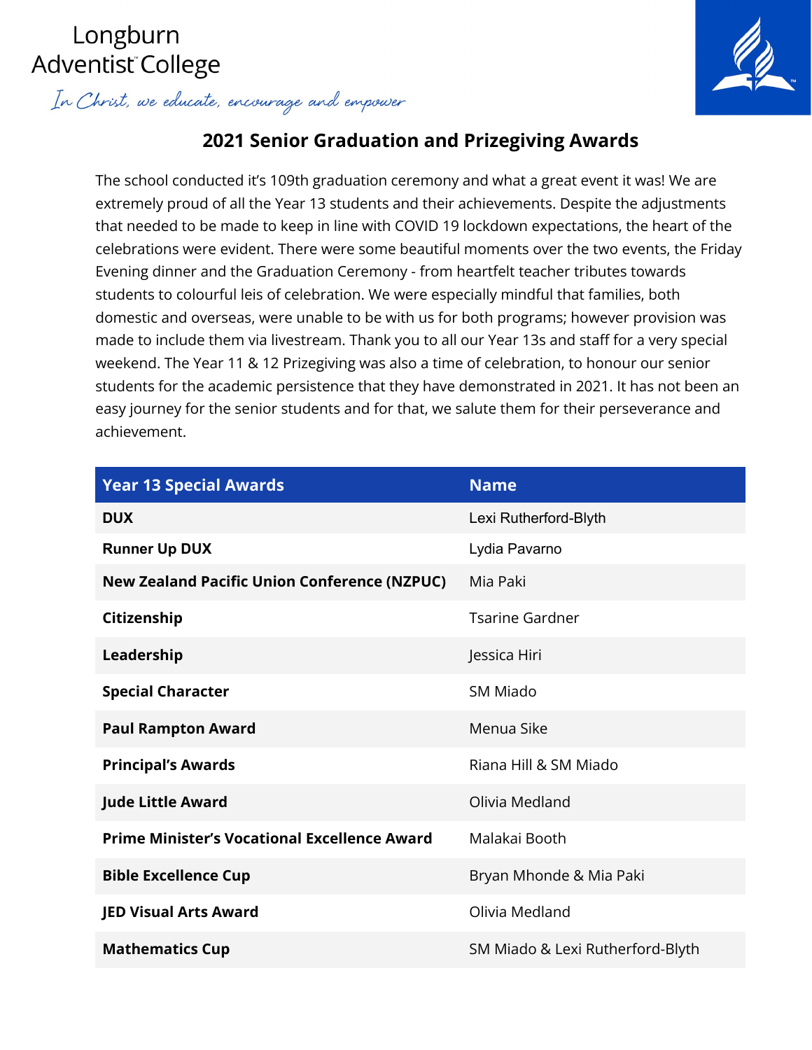Longburn Adventist College

*In Christ, we educate, encourage and empower*

## 2021 Senior Graduation and Prizegiving Awards

The school conducted it's 109th graduation ceremony and what a great event it was! We are extremely proud of all the Year 13 students and their achievements. Despite the adjustments that needed to be made to keep in line with COVID 19 lockdown expectations, the heart of the celebrations were evident. There were some beautiful moments over the two events, the Friday Evening dinner and the Graduation Ceremony - from heartfelt teacher tributes towards students to colourful leis of celebration. We were especially mindful that families, both domestic and overseas, were unable to be with us for both programs; however provision was made to include them via livestream. Thank you to all our Year 13s and staff for a very special weekend. The Year 11 & 12 Prizegiving was also a time of celebration, to honour our senior students for the academic persistence that they have demonstrated in 2021. It has not been an easy journey for the senior students and for that, we salute them for their perseverance and achievement.

| Year 13 Special Awards | Name |
|---|---|
| **DUX** | Lexi Rutherford-Blyth |
| **Runner Up DUX** | Lydia Pavarno |
| **New Zealand Pacific Union Conference (NZPUC)** | Mia Paki |
| **Citizenship** | Tsarine Gardner |
| **Leadership** | Jessica Hiri |
| **Special Character** | SM Miado |
| **Paul Rampton Award** | Menua Sike |
| **Principal's Awards** | Riana Hill & SM Miado |
| **Jude Little Award** | Olivia Medland |
| **Prime Minister's Vocational Excellence Award** | Malakai Booth |
| **Bible Excellence Cup** | Bryan Mhonde & Mia Paki |
| **JED Visual Arts Award** | Olivia Medland |
| **Mathematics Cup** | SM Miado & Lexi Rutherford-Blyth |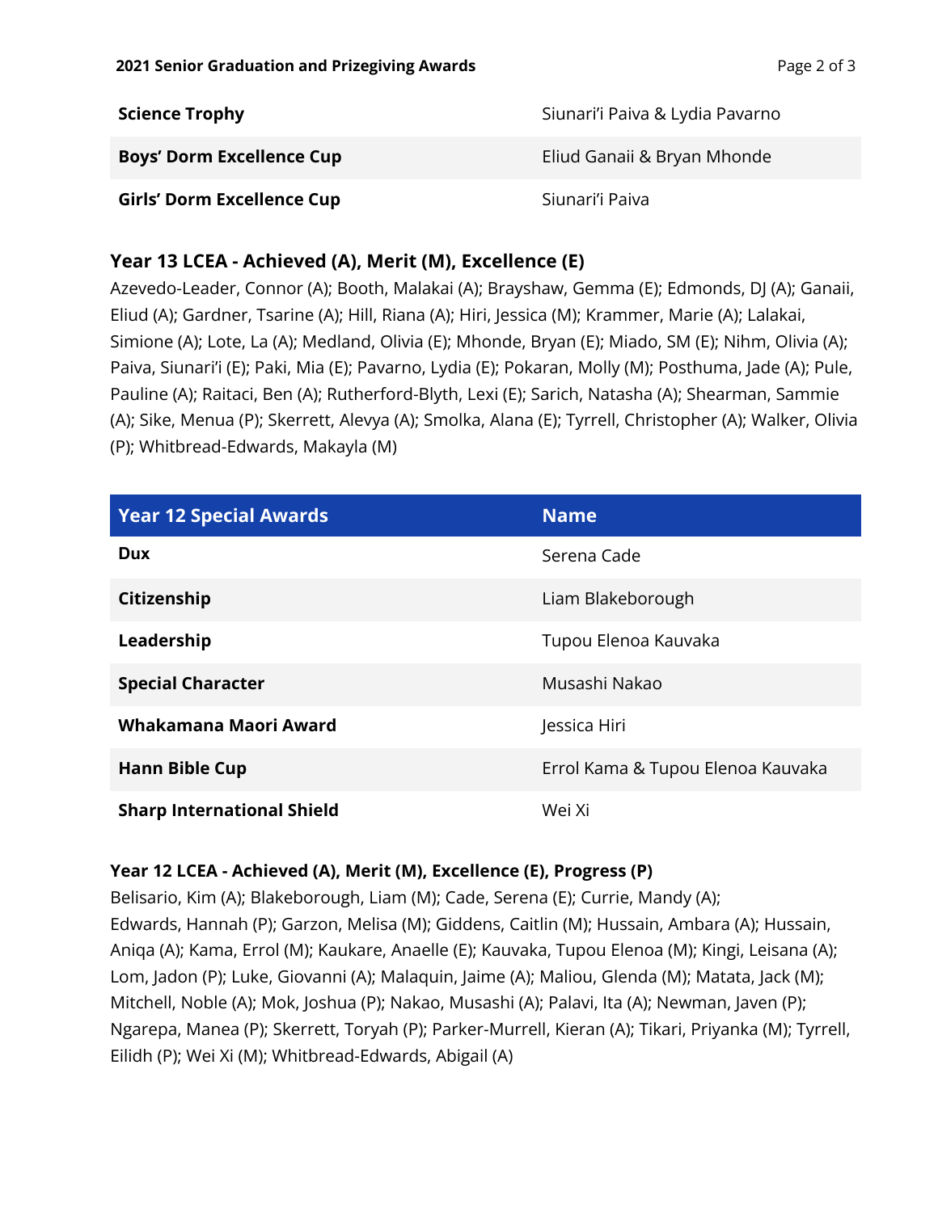| | |
|---|---|
| **Science Trophy** | Siunari'i Paiva & Lydia Pavarno |
| **Boys' Dorm Excellence Cup** | Eliud Ganaii & Bryan Mhonde |
| **Girls' Dorm Excellence Cup** | Siunari'i Paiva |

### Year 13 LCEA - Achieved (A), Merit (M), Excellence (E)

Azevedo-Leader, Connor (A); Booth, Malakai (A); Brayshaw, Gemma (E); Edmonds, DJ (A); Ganaii, Eliud (A); Gardner, Tsarine (A); Hill, Riana (A); Hiri, Jessica (M); Krammer, Marie (A); Lalakai, Simione (A); Lote, La (A); Medland, Olivia (E); Mhonde, Bryan (E); Miado, SM (E); Nihm, Olivia (A); Paiva, Siunari'i (E); Paki, Mia (E); Pavarno, Lydia (E); Pokaran, Molly (M); Posthuma, Jade (A); Pule, Pauline (A); Raitaci, Ben (A); Rutherford-Blyth, Lexi (E); Sarich, Natasha (A); Shearman, Sammie (A); Sike, Menua (P); Skerrett, Alevya (A); Smolka, Alana (E); Tyrrell, Christopher (A); Walker, Olivia (P); Whitbread-Edwards, Makayla (M)

| Year 12 Special Awards | Name |
|---|---|
| **Dux** | Serena Cade |
| **Citizenship** | Liam Blakeborough |
| **Leadership** | Tupou Elenoa Kauvaka |
| **Special Character** | Musashi Nakao |
| **Whakamana Maori Award** | Jessica Hiri |
| **Hann Bible Cup** | Errol Kama & Tupou Elenoa Kauvaka |
| **Sharp International Shield** | Wei Xi |

### Year 12 LCEA - Achieved (A), Merit (M), Excellence (E), Progress (P)

Belisario, Kim (A); Blakeborough, Liam (M); Cade, Serena (E); Currie, Mandy (A); Edwards, Hannah (P); Garzon, Melisa (M); Giddens, Caitlin (M); Hussain, Ambara (A); Hussain, Aniqa (A); Kama, Errol (M); Kaukare, Anaelle (E); Kauvaka, Tupou Elenoa (M); Kingi, Leisana (A); Lom, Jadon (P); Luke, Giovanni (A); Malaquin, Jaime (A); Maliou, Glenda (M); Matata, Jack (M); Mitchell, Noble (A); Mok, Joshua (P); Nakao, Musashi (A); Palavi, Ita (A); Newman, Javen (P); Ngarepa, Manea (P); Skerrett, Toryah (P); Parker-Murrell, Kieran (A); Tikari, Priyanka (M); Tyrrell, Eilidh (P); Wei Xi (M); Whitbread-Edwards, Abigail (A)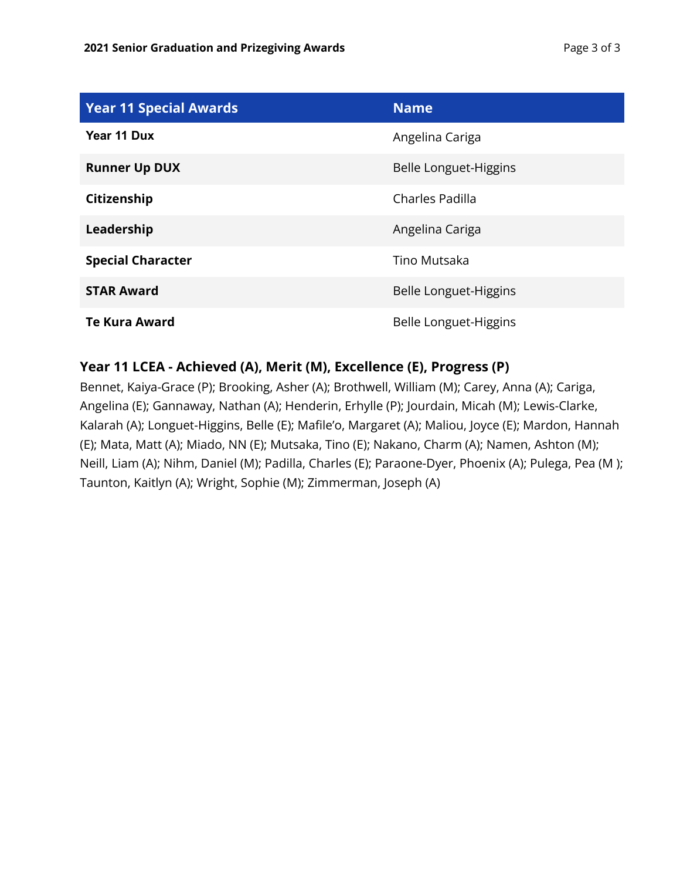| Year 11 Special Awards | Name |
| --- | --- |
| **Year 11 Dux** | Angelina Cariga |
| **Runner Up DUX** | Belle Longuet-Higgins |
| **Citizenship** | Charles Padilla |
| **Leadership** | Angelina Cariga |
| **Special Character** | Tino Mutsaka |
| **STAR Award** | Belle Longuet-Higgins |
| **Te Kura Award** | Belle Longuet-Higgins |

### Year 11 LCEA - Achieved (A), Merit (M), Excellence (E), Progress (P)

Bennet, Kaiya-Grace (P); Brooking, Asher (A); Brothwell, William (M); Carey, Anna (A); Cariga, Angelina (E); Gannaway, Nathan (A); Henderin, Erhylle (P); Jourdain, Micah (M); Lewis-Clarke, Kalarah (A); Longuet-Higgins, Belle (E); Mafile'o, Margaret (A); Maliou, Joyce (E); Mardon, Hannah (E); Mata, Matt (A); Miado, NN (E); Mutsaka, Tino (E); Nakano, Charm (A); Namen, Ashton (M); Neill, Liam (A); Nihm, Daniel (M); Padilla, Charles (E); Paraone-Dyer, Phoenix (A); Pulega, Pea (M ); Taunton, Kaitlyn (A); Wright, Sophie (M); Zimmerman, Joseph (A)